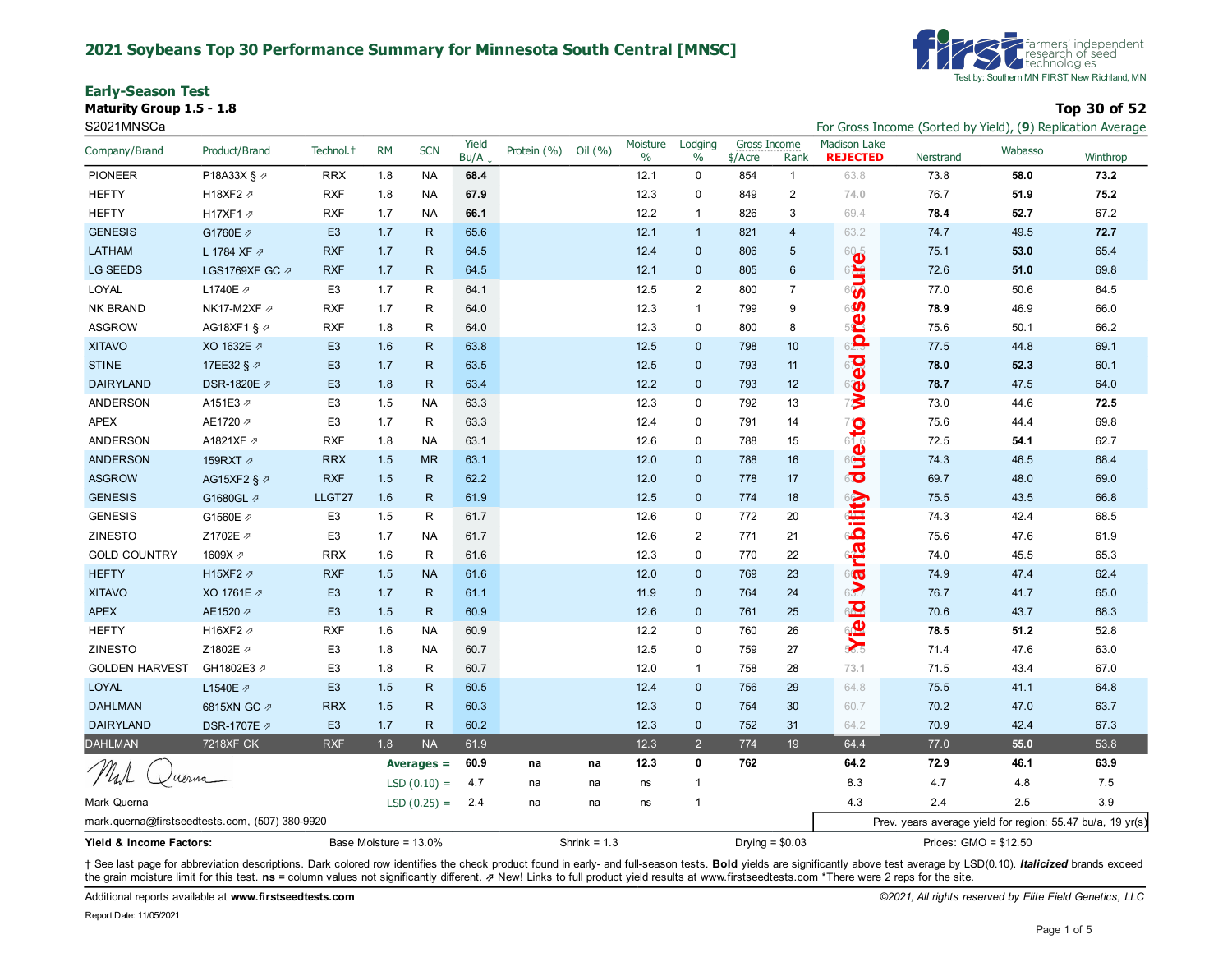# 2021 Soybeans Top 30 Performance Summary for Minnesota South Central [MNSC]

Test by: Southern MN FIRST New Richland, MN

## Early-Season Test

**Maturity Group 1.5 - 1.8**

**Top 30 of 52**

S2021MNSCa

For Gross Income (Sorted by Yield), (**9**) Replication Average

| Company/Brand | Product/Brand | Technol.† | RM | SCN | Yield Bu/A ↓ | Protein (%) | Oil (%) | Moisture % | Lodging % | Gross Income $/Acre | Gross Income Rank | Madison Lake **REJECTED** (Yield variability due to weed pressure) | Nerstrand | Wabasso | Winthrop |
|---|---|---|---|---|---|---|---|---|---|---|---|---|---|---|---|
| PIONEER | P18A33X § ⇗ | RRX | 1.8 | NA | **68.4** | | | 12.1 | 0 | 854 | 1 | 63.8 | 73.8 | **58.0** | **73.2** |
| HEFTY | H18XF2 ⇗ | RXF | 1.8 | NA | **67.9** | | | 12.3 | 0 | 849 | 2 | 74.0 | 76.7 | **51.9** | **75.2** |
| HEFTY | H17XF1 ⇗ | RXF | 1.7 | NA | **66.1** | | | 12.2 | 1 | 826 | 3 | 69.4 | **78.4** | **52.7** | 67.2 |
| GENESIS | G1760E ⇗ | E3 | 1.7 | R | 65.6 | | | 12.1 | 1 | 821 | 4 | 63.2 | 74.7 | 49.5 | **72.7** |
| LATHAM | L 1784 XF ⇗ | RXF | 1.7 | R | 64.5 | | | 12.4 | 0 | 806 | 5 | 60.5 | 75.1 | **53.0** | 65.4 |
| LG SEEDS | LGS1769XF GC ⇗ | RXF | 1.7 | R | 64.5 | | | 12.1 | 0 | 805 | 6 | 6 | 72.6 | **51.0** | 69.8 |
| LOYAL | L1740E ⇗ | E3 | 1.7 | R | 64.1 | | | 12.5 | 2 | 800 | 7 | 6 | 77.0 | 50.6 | 64.5 |
| NK BRAND | NK17-M2XF ⇗ | RXF | 1.7 | R | 64.0 | | | 12.3 | 1 | 799 | 9 | 6 | **78.9** | 46.9 | 66.0 |
| ASGROW | AG18XF1 § ⇗ | RXF | 1.8 | R | 64.0 | | | 12.3 | 0 | 800 | 8 | 5 | 75.6 | 50.1 | 66.2 |
| XITAVO | XO 1632E ⇗ | E3 | 1.6 | R | 63.8 | | | 12.5 | 0 | 798 | 10 | 62 | 77.5 | 44.8 | 69.1 |
| STINE | 17EE32 § ⇗ | E3 | 1.7 | R | 63.5 | | | 12.5 | 0 | 793 | 11 | 6 | **78.0** | **52.3** | 60.1 |
| DAIRYLAND | DSR-1820E ⇗ | E3 | 1.8 | R | 63.4 | | | 12.2 | 0 | 793 | 12 | 6 | **78.7** | 47.5 | 64.0 |
| ANDERSON | A151E3 ⇗ | E3 | 1.5 | NA | 63.3 | | | 12.3 | 0 | 792 | 13 | 7 | 73.0 | 44.6 | **72.5** |
| APEX | AE1720 ⇗ | E3 | 1.7 | R | 63.3 | | | 12.4 | 0 | 791 | 14 | 7 | 75.6 | 44.4 | 69.8 |
| ANDERSON | A1821XF ⇗ | RXF | 1.8 | NA | 63.1 | | | 12.6 | 0 | 788 | 15 | 61.6 | 72.5 | **54.1** | 62.7 |
| ANDERSON | 159RXT ⇗ | RRX | 1.5 | MR | 63.1 | | | 12.0 | 0 | 788 | 16 | 6 | 74.3 | 46.5 | 68.4 |
| ASGROW | AG15XF2 § ⇗ | RXF | 1.5 | R | 62.2 | | | 12.0 | 0 | 778 | 17 | 6 | 69.7 | 48.0 | 69.0 |
| GENESIS | G1680GL ⇗ | LLGT27 | 1.6 | R | 61.9 | | | 12.5 | 0 | 774 | 18 | 6 | 75.5 | 43.5 | 66.8 |
| GENESIS | G1560E ⇗ | E3 | 1.5 | R | 61.7 | | | 12.6 | 0 | 772 | 20 | 6 | 74.3 | 42.4 | 68.5 |
| ZINESTO | Z1702E ⇗ | E3 | 1.7 | NA | 61.7 | | | 12.6 | 2 | 771 | 21 | 6 | 75.6 | 47.6 | 61.9 |
| GOLD COUNTRY | 1609X ⇗ | RRX | 1.6 | R | 61.6 | | | 12.3 | 0 | 770 | 22 | 6 | 74.0 | 45.5 | 65.3 |
| HEFTY | H15XF2 ⇗ | RXF | 1.5 | NA | 61.6 | | | 12.0 | 0 | 769 | 23 | 6 | 74.9 | 47.4 | 62.4 |
| XITAVO | XO 1761E ⇗ | E3 | 1.7 | R | 61.1 | | | 11.9 | 0 | 764 | 24 | 63.7 | 76.7 | 41.7 | 65.0 |
| APEX | AE1520 ⇗ | E3 | 1.5 | R | 60.9 | | | 12.6 | 0 | 761 | 25 | 6 | 70.6 | 43.7 | 68.3 |
| HEFTY | H16XF2 ⇗ | RXF | 1.6 | NA | 60.9 | | | 12.2 | 0 | 760 | 26 | 6 | **78.5** | **51.2** | 52.8 |
| ZINESTO | Z1802E ⇗ | E3 | 1.8 | NA | 60.7 | | | 12.5 | 0 | 759 | 27 | 5 | 71.4 | 47.6 | 63.0 |
| GOLDEN HARVEST | GH1802E3 ⇗ | E3 | 1.8 | R | 60.7 | | | 12.0 | 1 | 758 | 28 | 73.1 | 71.5 | 43.4 | 67.0 |
| LOYAL | L1540E ⇗ | E3 | 1.5 | R | 60.5 | | | 12.4 | 0 | 756 | 29 | 64.8 | 75.5 | 41.1 | 64.8 |
| DAHLMAN | 6815XN GC ⇗ | RRX | 1.5 | R | 60.3 | | | 12.3 | 0 | 754 | 30 | 60.7 | 70.2 | 47.0 | 63.7 |
| DAIRYLAND | DSR-1707E ⇗ | E3 | 1.7 | R | 60.2 | | | 12.3 | 0 | 752 | 31 | 64.2 | 70.9 | 42.4 | 67.3 |
| DAHLMAN | 7218XF CK | RXF | 1.8 | NA | 61.9 | | | 12.3 | 2 | 774 | 19 | 64.4 | 77.0 | **55.0** | 53.8 |
| | | | | **Averages =** | **60.9** | **na** | **na** | **12.3** | **0** | **762** | | **64.2** | **72.9** | **46.1** | **63.9** |
| | | | | LSD (0.10) = | 4.7 | na | na | ns | 1 | | | 8.3 | 4.7 | 4.8 | 7.5 |
| | | | | LSD (0.25) = | 2.4 | na | na | ns | 1 | | | 4.3 | 2.4 | 2.5 | 3.9 |

Mark Querna

mark.querna@firstseedtests.com, (507) 380-9920

Prev. years average yield for region: 55.47 bu/a, 19 yr(s)

**Yield & Income Factors:** Base Moisture = 13.0% Shrink = 1.3 Drying = $0.03 Prices: GMO = $12.50

† See last page for abbreviation descriptions. Dark colored row identifies the check product found in early- and full-season tests. **Bold** yields are significantly above test average by LSD(0.10). ***Italicized*** brands exceed the grain moisture limit for this test. **ns** = column values not significantly different. ⇗ New! Links to full product yield results at www.firstseedtests.com *There were 2 reps for the site.

Additional reports available at **www.firstseedtests.com**

*©2021, All rights reserved by Elite Field Genetics, LLC*

Report Date: 11/05/2021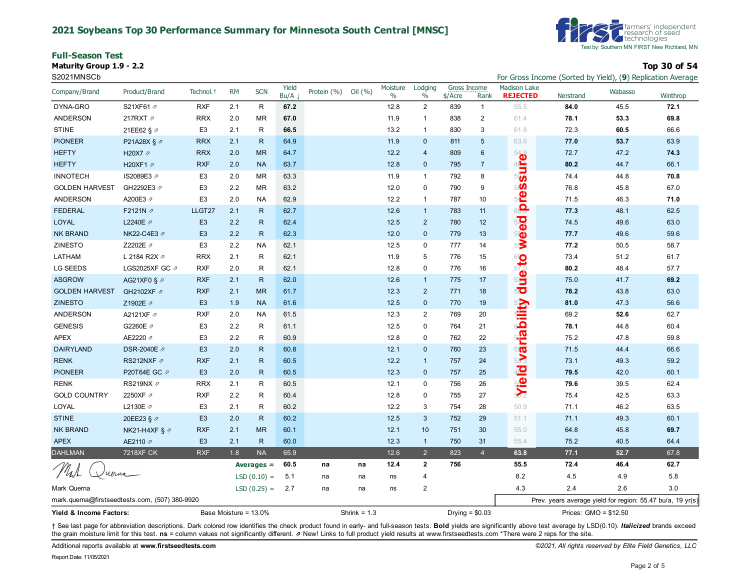# 2021 Soybeans Top 30 Performance Summary for Minnesota South Central [MNSC]

farmers' independent research of seed technologies
Test by: Southern MN FIRST New Richland, MN

## Full-Season Test

**Maturity Group 1.9 - 2.2**

S2021MNSCb

**Top 30 of 54**

For Gross Income (Sorted by Yield), (**9**) Replication Average

| Company/Brand | Product/Brand | Technol.† | RM | SCN | Yield Bu/A ↓ | Protein (%) | Oil (%) | Moisture % | Lodging % | Gross Income $/Acre | Gross Income Rank | Madison Lake **REJECTED** | Nerstrand | Wabasso | Winthrop |
|---|---|---|---|---|---|---|---|---|---|---|---|---|---|---|---|
| DYNA-GRO | S21XF61 ⇗ | RXF | 2.1 | R | **67.2** | | | 12.8 | 2 | 839 | 1 | 55.5 | **84.0** | 45.5 | **72.1** |
| ANDERSON | 217RXT ⇗ | RRX | 2.0 | MR | **67.0** | | | 11.9 | 1 | 838 | 2 | 61.4 | **78.1** | **53.3** | **69.8** |
| STINE | 21EE62 § ⇗ | E3 | 2.1 | R | **66.5** | | | 13.2 | 1 | 830 | 3 | 61.8 | 72.3 | **60.5** | 66.6 |
| PIONEER | P21A28X § ⇗ | RRX | 2.1 | R | 64.9 | | | 11.9 | 0 | 811 | 5 | 63.6 | **77.0** | **53.7** | 63.9 |
| HEFTY | H20X7 ⇗ | RRX | 2.0 | MR | 64.7 | | | 12.2 | 4 | 809 | 6 | 54.9 | 72.7 | 47.2 | **74.3** |
| HEFTY | H20XF1 ⇗ | RXF | 2.0 | NA | 63.7 | | | 12.8 | 0 | 795 | 7 | | **80.2** | 44.7 | 66.1 |
| INNOTECH | IS2089E3 ⇗ | E3 | 2.0 | MR | 63.3 | | | 11.9 | 1 | 792 | 8 | | 74.4 | 44.8 | **70.8** |
| GOLDEN HARVEST | GH2292E3 ⇗ | E3 | 2.2 | MR | 63.2 | | | 12.0 | 0 | 790 | 9 | | 76.8 | 45.8 | 67.0 |
| ANDERSON | A200E3 ⇗ | E3 | 2.0 | NA | 62.9 | | | 12.2 | 1 | 787 | 10 | | 71.5 | 46.3 | **71.0** |
| FEDERAL | F2121N ⇗ | LLGT27 | 2.1 | R | 62.7 | | | 12.6 | 1 | 783 | 11 | | **77.3** | 48.1 | 62.5 |
| LOYAL | L2240E ⇗ | E3 | 2.2 | R | 62.4 | | | 12.5 | 2 | 780 | 12 | | 74.5 | 49.6 | 63.0 |
| NK BRAND | NK22-C4E3 ⇗ | E3 | 2.2 | R | 62.3 | | | 12.0 | 0 | 779 | 13 | | **77.7** | 49.6 | 59.6 |
| ZINESTO | Z2202E ⇗ | E3 | 2.2 | NA | 62.1 | | | 12.5 | 0 | 777 | 14 | | **77.2** | 50.5 | 58.7 |
| LATHAM | L 2184 R2X ⇗ | RRX | 2.1 | R | 62.1 | | | 11.9 | 5 | 776 | 15 | | 73.4 | 51.2 | 61.7 |
| LG SEEDS | LGS2025XF GC ⇗ | RXF | 2.0 | R | 62.1 | | | 12.8 | 0 | 776 | 16 | 57.0 | **80.2** | 48.4 | 57.7 |
| ASGROW | AG21XF0 § ⇗ | RXF | 2.1 | R | 62.0 | | | 12.6 | 1 | 775 | 17 | | 75.0 | 41.7 | **69.2** |
| GOLDEN HARVEST | GH2102XF ⇗ | RXF | 2.1 | MR | 61.7 | | | 12.3 | 2 | 771 | 18 | | **78.2** | 43.8 | 63.0 |
| ZINESTO | Z1902E ⇗ | E3 | 1.9 | NA | 61.6 | | | 12.5 | 0 | 770 | 19 | | **81.0** | 47.3 | 56.6 |
| ANDERSON | A2121XF ⇗ | RXF | 2.0 | NA | 61.5 | | | 12.3 | 2 | 769 | 20 | | 69.2 | **52.6** | 62.7 |
| GENESIS | G2260E ⇗ | E3 | 2.2 | R | 61.1 | | | 12.5 | 0 | 764 | 21 | | **78.1** | 44.8 | 60.4 |
| APEX | AE2220 ⇗ | E3 | 2.2 | R | 60.9 | | | 12.8 | 0 | 762 | 22 | | 75.2 | 47.8 | 59.8 |
| DAIRYLAND | DSR-2040E ⇗ | E3 | 2.0 | R | 60.8 | | | 12.1 | 0 | 760 | 23 | | 71.5 | 44.4 | 66.6 |
| RENK | RS212NXF ⇗ | RXF | 2.1 | R | 60.5 | | | 12.2 | 1 | 757 | 24 | | 73.1 | 49.3 | 59.2 |
| PIONEER | P20T64E GC ⇗ | E3 | 2.0 | R | 60.5 | | | 12.3 | 0 | 757 | 25 | | **79.5** | 42.0 | 60.1 |
| RENK | RS219NX ⇗ | RRX | 2.1 | R | 60.5 | | | 12.1 | 0 | 756 | 26 | | **79.6** | 39.5 | 62.4 |
| GOLD COUNTRY | 2250XF ⇗ | RXF | 2.2 | R | 60.4 | | | 12.8 | 0 | 755 | 27 | | 75.4 | 42.5 | 63.3 |
| LOYAL | L2130E ⇗ | E3 | 2.1 | R | 60.2 | | | 12.2 | 3 | 754 | 28 | 50.9 | 71.1 | 46.2 | 63.5 |
| STINE | 20EE23 § ⇗ | E3 | 2.0 | R | 60.2 | | | 12.5 | 3 | 752 | 29 | 51.1 | 71.1 | 49.3 | 60.1 |
| NK BRAND | NK21-H4XF § ⇗ | RXF | 2.1 | MR | 60.1 | | | 12.1 | 10 | 751 | 30 | 55.0 | 64.8 | 45.8 | **69.7** |
| APEX | AE2110 ⇗ | E3 | 2.1 | R | 60.0 | | | 12.3 | 1 | 750 | 31 | 55.4 | 75.2 | 40.5 | 64.4 |
| DAHLMAN | 7218XF CK | RXF | 1.8 | NA | 65.9 | | | 12.6 | 2 | 823 | 4 | 63.8 | 77.1 | 52.7 | 67.8 |
| | | | | **Averages =** | **60.5** | **na** | **na** | **12.4** | **2** | **756** | | **55.5** | **72.4** | **46.4** | **62.7** |
| | | | | LSD (0.10) = | 5.1 | na | na | ns | 4 | | | 8.2 | 4.5 | 4.9 | 5.8 |
| | | | | LSD (0.25) = | 2.7 | na | na | ns | 2 | | | 4.3 | 2.4 | 2.6 | 3.0 |

Madison Lake: Yield variability due to weed pressure

Mark Querna
mark.querna@firstseedtests.com, (507) 380-9920

Prev. years average yield for region: 55.47 bu/a, 19 yr(s)

**Yield & Income Factors:** Base Moisture = 13.0% | Shrink = 1.3 | Drying = $0.03 | Prices: GMO = $12.50

† See last page for abbreviation descriptions. Dark colored row identifies the check product found in early- and full-season tests. **Bold** yields are significantly above test average by LSD(0.10). ***Italicized*** brands exceed the grain moisture limit for this test. **ns** = column values not significantly different. ⇗ New! Links to full product yield results at www.firstseedtests.com *There were 2 reps for the site.

Additional reports available at **www.firstseedtests.com**

*©2021, All rights reserved by Elite Field Genetics, LLC*

Report Date: 11/05/2021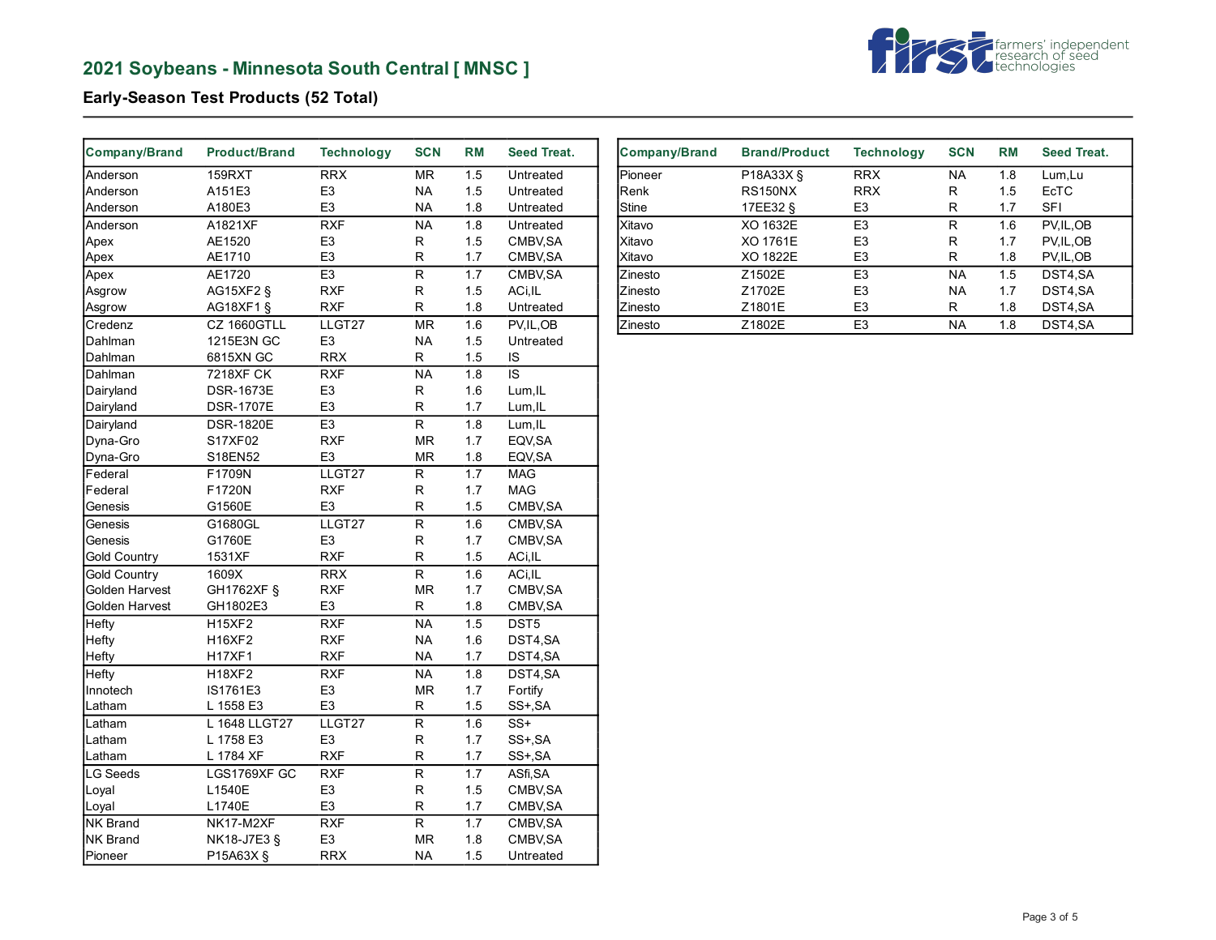## 2021 Soybeans - Minnesota South Central [ MNSC ]

farmers' independent research of seed technologies

### Early-Season Test Products (52 Total)

| Company/Brand | Product/Brand | Technology | SCN | RM | Seed Treat. |
|---|---|---|---|---|---|
| Anderson | 159RXT | RRX | MR | 1.5 | Untreated |
| Anderson | A151E3 | E3 | NA | 1.5 | Untreated |
| Anderson | A180E3 | E3 | NA | 1.8 | Untreated |
| Anderson | A1821XF | RXF | NA | 1.8 | Untreated |
| Apex | AE1520 | E3 | R | 1.5 | CMBV,SA |
| Apex | AE1710 | E3 | R | 1.7 | CMBV,SA |
| Apex | AE1720 | E3 | R | 1.7 | CMBV,SA |
| Asgrow | AG15XF2 § | RXF | R | 1.5 | ACi,IL |
| Asgrow | AG18XF1 § | RXF | R | 1.8 | Untreated |
| Credenz | CZ 1660GTLL | LLGT27 | MR | 1.6 | PV,IL,OB |
| Dahlman | 1215E3N GC | E3 | NA | 1.5 | Untreated |
| Dahlman | 6815XN GC | RRX | R | 1.5 | IS |
| Dahlman | 7218XF CK | RXF | NA | 1.8 | IS |
| Dairyland | DSR-1673E | E3 | R | 1.6 | Lum,IL |
| Dairyland | DSR-1707E | E3 | R | 1.7 | Lum,IL |
| Dairyland | DSR-1820E | E3 | R | 1.8 | Lum,IL |
| Dyna-Gro | S17XF02 | RXF | MR | 1.7 | EQV,SA |
| Dyna-Gro | S18EN52 | E3 | MR | 1.8 | EQV,SA |
| Federal | F1709N | LLGT27 | R | 1.7 | MAG |
| Federal | F1720N | RXF | R | 1.7 | MAG |
| Genesis | G1560E | E3 | R | 1.5 | CMBV,SA |
| Genesis | G1680GL | LLGT27 | R | 1.6 | CMBV,SA |
| Genesis | G1760E | E3 | R | 1.7 | CMBV,SA |
| Gold Country | 1531XF | RXF | R | 1.5 | ACi,IL |
| Gold Country | 1609X | RRX | R | 1.6 | ACi,IL |
| Golden Harvest | GH1762XF § | RXF | MR | 1.7 | CMBV,SA |
| Golden Harvest | GH1802E3 | E3 | R | 1.8 | CMBV,SA |
| Hefty | H15XF2 | RXF | NA | 1.5 | DST5 |
| Hefty | H16XF2 | RXF | NA | 1.6 | DST4,SA |
| Hefty | H17XF1 | RXF | NA | 1.7 | DST4,SA |
| Hefty | H18XF2 | RXF | NA | 1.8 | DST4,SA |
| Innotech | IS1761E3 | E3 | MR | 1.7 | Fortify |
| Latham | L 1558 E3 | E3 | R | 1.5 | SS+,SA |
| Latham | L 1648 LLGT27 | LLGT27 | R | 1.6 | SS+ |
| Latham | L 1758 E3 | E3 | R | 1.7 | SS+,SA |
| Latham | L 1784 XF | RXF | R | 1.7 | SS+,SA |
| LG Seeds | LGS1769XF GC | RXF | R | 1.7 | ASfi,SA |
| Loyal | L1540E | E3 | R | 1.5 | CMBV,SA |
| Loyal | L1740E | E3 | R | 1.7 | CMBV,SA |
| NK Brand | NK17-M2XF | RXF | R | 1.7 | CMBV,SA |
| NK Brand | NK18-J7E3 § | E3 | MR | 1.8 | CMBV,SA |
| Pioneer | P15A63X § | RRX | NA | 1.5 | Untreated |
| Pioneer | P18A33X § | RRX | NA | 1.8 | Lum,Lu |
| Renk | RS150NX | RRX | R | 1.5 | EcTC |
| Stine | 17EE32 § | E3 | R | 1.7 | SFI |
| Xitavo | XO 1632E | E3 | R | 1.6 | PV,IL,OB |
| Xitavo | XO 1761E | E3 | R | 1.7 | PV,IL,OB |
| Xitavo | XO 1822E | E3 | R | 1.8 | PV,IL,OB |
| Zinesto | Z1502E | E3 | NA | 1.5 | DST4,SA |
| Zinesto | Z1702E | E3 | NA | 1.7 | DST4,SA |
| Zinesto | Z1801E | E3 | R | 1.8 | DST4,SA |
| Zinesto | Z1802E | E3 | NA | 1.8 | DST4,SA |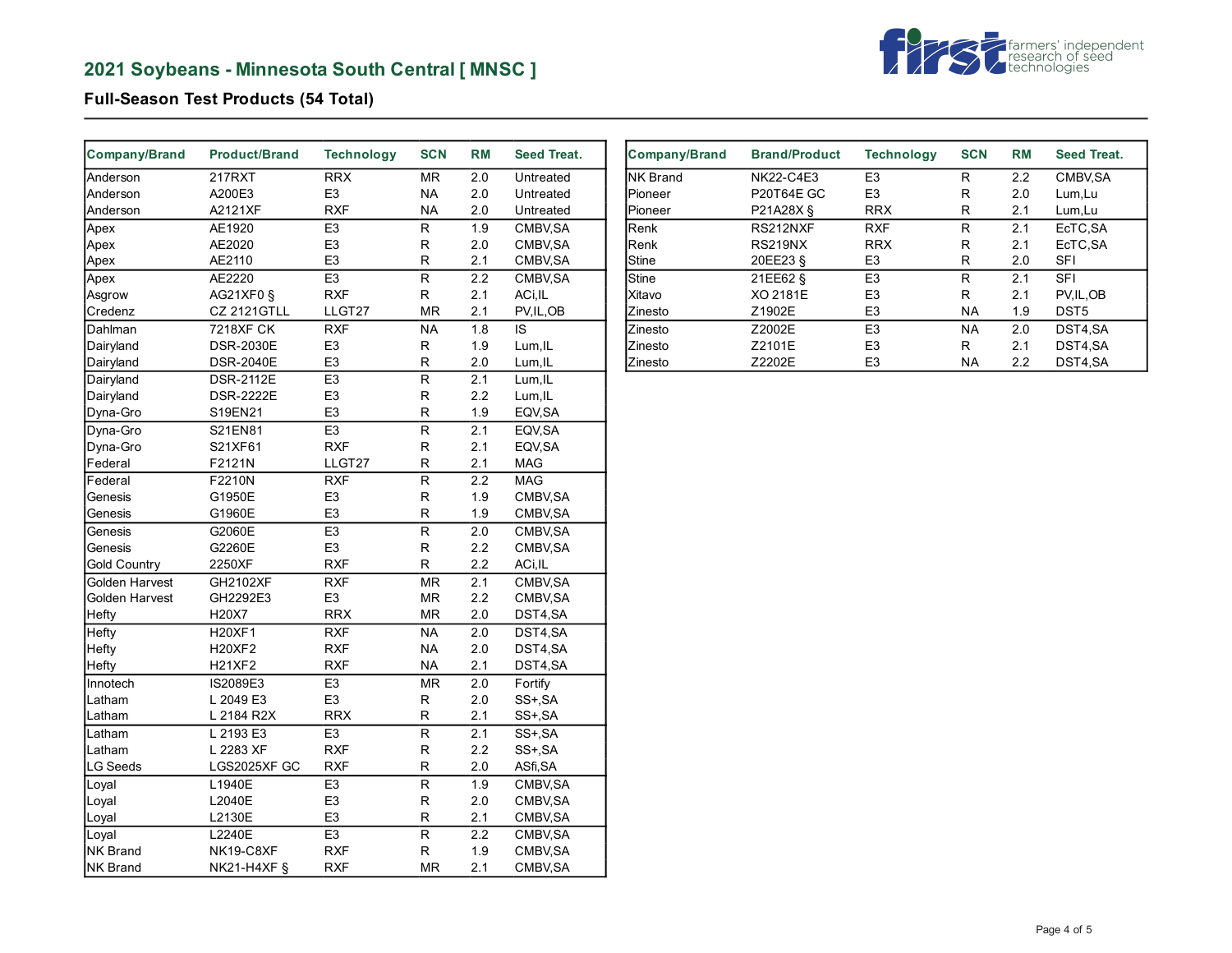## 2021 Soybeans - Minnesota South Central [ MNSC ]

farmers' independent research of seed technologies

### Full-Season Test Products (54 Total)

| Company/Brand | Product/Brand | Technology | SCN | RM | Seed Treat. |
|---|---|---|---|---|---|
| Anderson | 217RXT | RRX | MR | 2.0 | Untreated |
| Anderson | A200E3 | E3 | NA | 2.0 | Untreated |
| Anderson | A2121XF | RXF | NA | 2.0 | Untreated |
| Apex | AE1920 | E3 | R | 1.9 | CMBV,SA |
| Apex | AE2020 | E3 | R | 2.0 | CMBV,SA |
| Apex | AE2110 | E3 | R | 2.1 | CMBV,SA |
| Apex | AE2220 | E3 | R | 2.2 | CMBV,SA |
| Asgrow | AG21XF0 § | RXF | R | 2.1 | ACi,IL |
| Credenz | CZ 2121GTLL | LLGT27 | MR | 2.1 | PV,IL,OB |
| Dahlman | 7218XF CK | RXF | NA | 1.8 | IS |
| Dairyland | DSR-2030E | E3 | R | 1.9 | Lum,IL |
| Dairyland | DSR-2040E | E3 | R | 2.0 | Lum,IL |
| Dairyland | DSR-2112E | E3 | R | 2.1 | Lum,IL |
| Dairyland | DSR-2222E | E3 | R | 2.2 | Lum,IL |
| Dyna-Gro | S19EN21 | E3 | R | 1.9 | EQV,SA |
| Dyna-Gro | S21EN81 | E3 | R | 2.1 | EQV,SA |
| Dyna-Gro | S21XF61 | RXF | R | 2.1 | EQV,SA |
| Federal | F2121N | LLGT27 | R | 2.1 | MAG |
| Federal | F2210N | RXF | R | 2.2 | MAG |
| Genesis | G1950E | E3 | R | 1.9 | CMBV,SA |
| Genesis | G1960E | E3 | R | 1.9 | CMBV,SA |
| Genesis | G2060E | E3 | R | 2.0 | CMBV,SA |
| Genesis | G2260E | E3 | R | 2.2 | CMBV,SA |
| Gold Country | 2250XF | RXF | R | 2.2 | ACi,IL |
| Golden Harvest | GH2102XF | RXF | MR | 2.1 | CMBV,SA |
| Golden Harvest | GH2292E3 | E3 | MR | 2.2 | CMBV,SA |
| Hefty | H20X7 | RRX | MR | 2.0 | DST4,SA |
| Hefty | H20XF1 | RXF | NA | 2.0 | DST4,SA |
| Hefty | H20XF2 | RXF | NA | 2.0 | DST4,SA |
| Hefty | H21XF2 | RXF | NA | 2.1 | DST4,SA |
| Innotech | IS2089E3 | E3 | MR | 2.0 | Fortify |
| Latham | L 2049 E3 | E3 | R | 2.0 | SS+,SA |
| Latham | L 2184 R2X | RRX | R | 2.1 | SS+,SA |
| Latham | L 2193 E3 | E3 | R | 2.1 | SS+,SA |
| Latham | L 2283 XF | RXF | R | 2.2 | SS+,SA |
| LG Seeds | LGS2025XF GC | RXF | R | 2.0 | ASfi,SA |
| Loyal | L1940E | E3 | R | 1.9 | CMBV,SA |
| Loyal | L2040E | E3 | R | 2.0 | CMBV,SA |
| Loyal | L2130E | E3 | R | 2.1 | CMBV,SA |
| Loyal | L2240E | E3 | R | 2.2 | CMBV,SA |
| NK Brand | NK19-C8XF | RXF | R | 1.9 | CMBV,SA |
| NK Brand | NK21-H4XF § | RXF | MR | 2.1 | CMBV,SA |
| NK Brand | NK22-C4E3 | E3 | R | 2.2 | CMBV,SA |
| Pioneer | P20T64E GC | E3 | R | 2.0 | Lum,Lu |
| Pioneer | P21A28X § | RRX | R | 2.1 | Lum,Lu |
| Renk | RS212NXF | RXF | R | 2.1 | EcTC,SA |
| Renk | RS219NX | RRX | R | 2.1 | EcTC,SA |
| Stine | 20EE23 § | E3 | R | 2.0 | SFI |
| Stine | 21EE62 § | E3 | R | 2.1 | SFI |
| Xitavo | XO 2181E | E3 | R | 2.1 | PV,IL,OB |
| Zinesto | Z1902E | E3 | NA | 1.9 | DST5 |
| Zinesto | Z2002E | E3 | NA | 2.0 | DST4,SA |
| Zinesto | Z2101E | E3 | R | 2.1 | DST4,SA |
| Zinesto | Z2202E | E3 | NA | 2.2 | DST4,SA |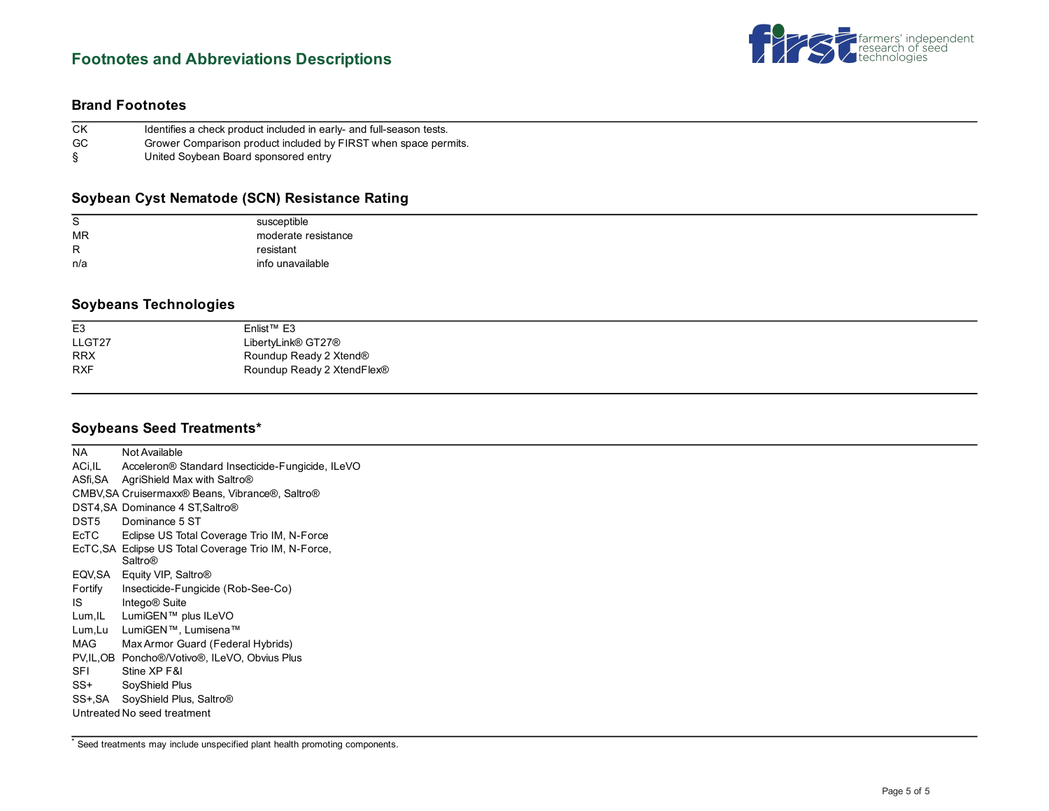## Footnotes and Abbreviations Descriptions

farmers' independent research of seed technologies

### Brand Footnotes

| | |
|---|---|
| CK | Identifies a check product included in early- and full-season tests. |
| GC | Grower Comparison product included by FIRST when space permits. |
| § | United Soybean Board sponsored entry |

### Soybean Cyst Nematode (SCN) Resistance Rating

| | |
|---|---|
| S | susceptible |
| MR | moderate resistance |
| R | resistant |
| n/a | info unavailable |

### Soybeans Technologies

| | |
|---|---|
| E3 | Enlist™ E3 |
| LLGT27 | LibertyLink® GT27® |
| RRX | Roundup Ready 2 Xtend® |
| RXF | Roundup Ready 2 XtendFlex® |

### Soybeans Seed Treatments*

| | |
|---|---|
| NA | Not Available |
| ACi,IL | Acceleron® Standard Insecticide-Fungicide, ILeVO |
| ASfi,SA | AgriShield Max with Saltro® |
| CMBV,SA | Cruisermaxx® Beans, Vibrance®, Saltro® |
| DST4,SA | Dominance 4 ST,Saltro® |
| DST5 | Dominance 5 ST |
| EcTC | Eclipse US Total Coverage Trio IM, N-Force |
| EcTC,SA | Eclipse US Total Coverage Trio IM, N-Force, Saltro® |
| EQV,SA | Equity VIP, Saltro® |
| Fortify | Insecticide-Fungicide (Rob-See-Co) |
| IS | Intego® Suite |
| Lum,IL | LumiGEN™ plus ILeVO |
| Lum,Lu | LumiGEN™, Lumisena™ |
| MAG | Max Armor Guard (Federal Hybrids) |
| PV,IL,OB | Poncho®/Votivo®, ILeVO, Obvius Plus |
| SFI | Stine XP F&I |
| SS+ | SoyShield Plus |
| SS+,SA | SoyShield Plus, Saltro® |
| Untreated | No seed treatment |

* Seed treatments may include unspecified plant health promoting components.